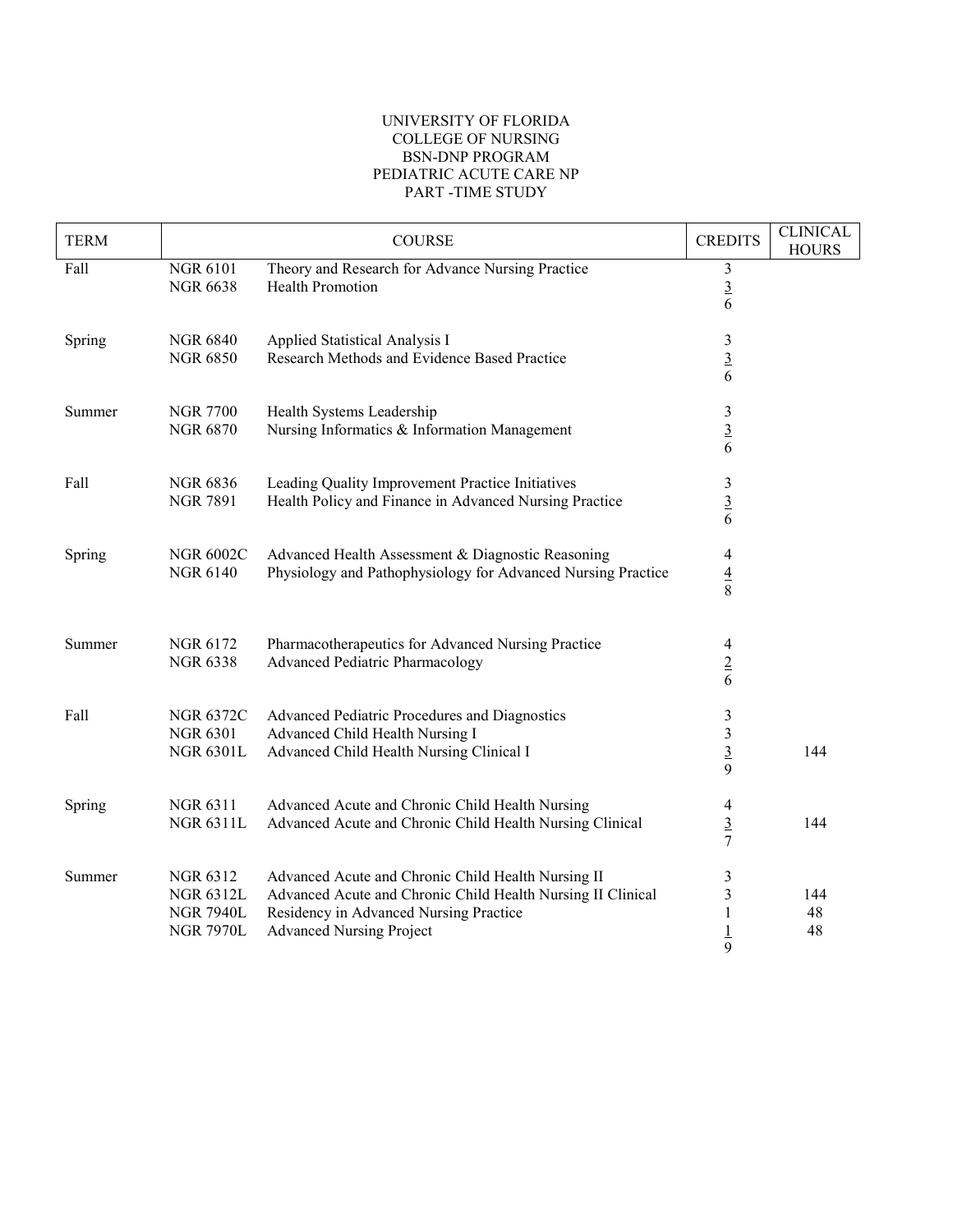UNIVERSITY OF FLORIDA
COLLEGE OF NURSING
BSN-DNP PROGRAM
PEDIATRIC ACUTE CARE NP
PART -TIME STUDY

| TERM | COURSE | | CREDITS | CLINICAL HOURS |
|---|---|---|---|---|
| Fall | NGR 6101 | Theory and Research for Advance Nursing Practice | 3 | |
| | NGR 6638 | Health Promotion | 3 | |
| | | | 6 | |
| Spring | NGR 6840 | Applied Statistical Analysis I | 3 | |
| | NGR 6850 | Research Methods and Evidence Based Practice | 3 | |
| | | | 6 | |
| Summer | NGR 7700 | Health Systems Leadership | 3 | |
| | NGR 6870 | Nursing Informatics & Information Management | 3 | |
| | | | 6 | |
| Fall | NGR 6836 | Leading Quality Improvement Practice Initiatives | 3 | |
| | NGR 7891 | Health Policy and Finance in Advanced Nursing Practice | 3 | |
| | | | 6 | |
| Spring | NGR 6002C | Advanced Health Assessment & Diagnostic Reasoning | 4 | |
| | NGR 6140 | Physiology and Pathophysiology for Advanced Nursing Practice | 4 | |
| | | | 8 | |
| Summer | NGR 6172 | Pharmacotherapeutics for Advanced Nursing Practice | 4 | |
| | NGR 6338 | Advanced Pediatric Pharmacology | 2 | |
| | | | 6 | |
| Fall | NGR 6372C | Advanced Pediatric Procedures and Diagnostics | 3 | |
| | NGR 6301 | Advanced Child Health Nursing I | 3 | |
| | NGR 6301L | Advanced Child Health Nursing Clinical I | 3 | 144 |
| | | | 9 | |
| Spring | NGR 6311 | Advanced Acute and Chronic Child Health Nursing | 4 | |
| | NGR 6311L | Advanced Acute and Chronic Child Health Nursing Clinical | 3 | 144 |
| | | | 7 | |
| Summer | NGR 6312 | Advanced Acute and Chronic Child Health Nursing II | 3 | |
| | NGR 6312L | Advanced Acute and Chronic Child Health Nursing II Clinical | 3 | 144 |
| | NGR 7940L | Residency in Advanced Nursing Practice | 1 | 48 |
| | NGR 7970L | Advanced Nursing Project | 1 | 48 |
| | | | 9 | |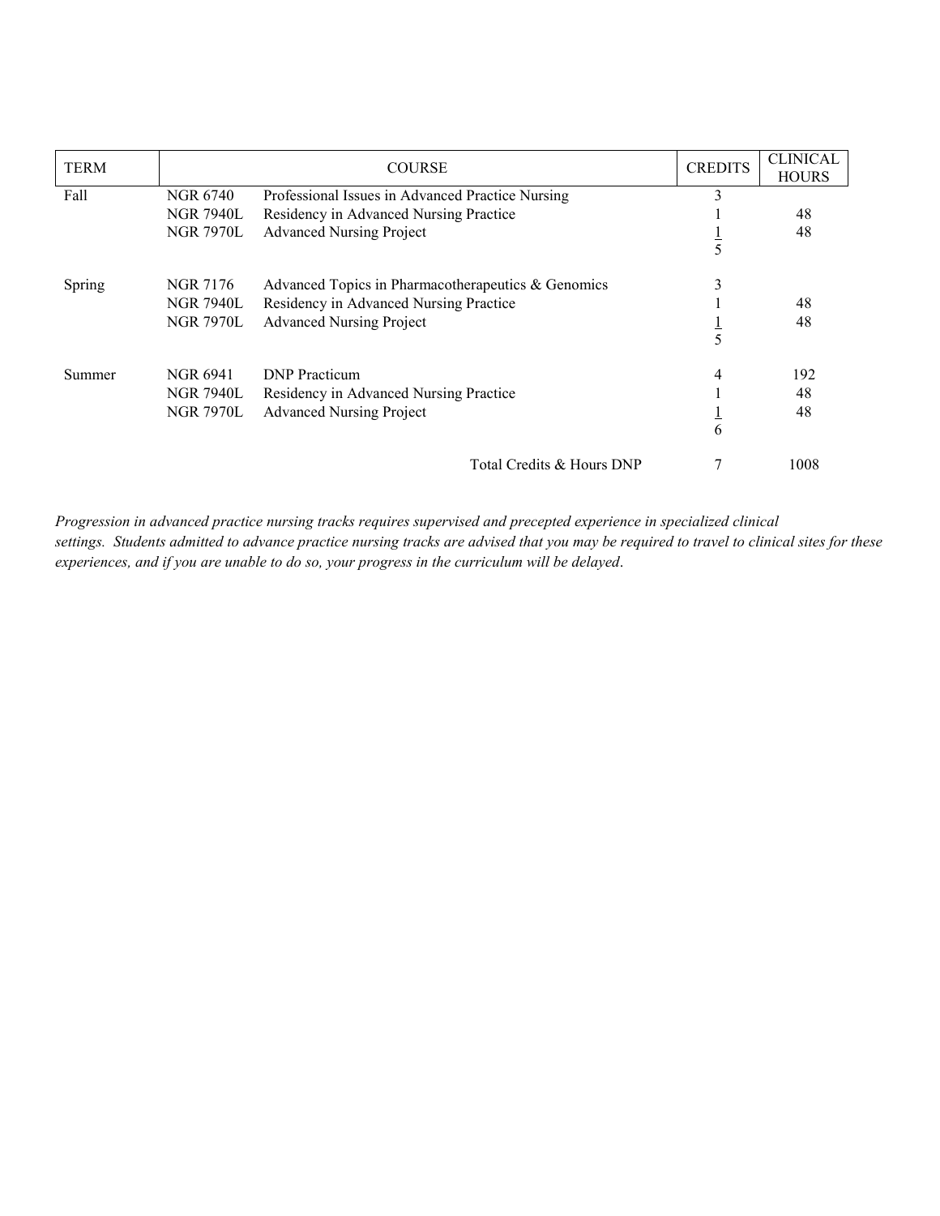| TERM | COURSE | | CREDITS | CLINICAL HOURS |
|---|---|---|---|---|
| Fall | NGR 6740 | Professional Issues in Advanced Practice Nursing | 3 | |
| | NGR 7940L | Residency in Advanced Nursing Practice | 1 | 48 |
| | NGR 7970L | Advanced Nursing Project | 1 | 48 |
| | | | 5 | |
| Spring | NGR 7176 | Advanced Topics in Pharmacotherapeutics & Genomics | 3 | |
| | NGR 7940L | Residency in Advanced Nursing Practice | 1 | 48 |
| | NGR 7970L | Advanced Nursing Project | 1 | 48 |
| | | | 5 | |
| Summer | NGR 6941 | DNP Practicum | 4 | 192 |
| | NGR 7940L | Residency in Advanced Nursing Practice | 1 | 48 |
| | NGR 7970L | Advanced Nursing Project | 1 | 48 |
| | | | 6 | |
| | | Total Credits & Hours DNP | 7 | 1008 |

*Progression in advanced practice nursing tracks requires supervised and precepted experience in specialized clinical settings. Students admitted to advance practice nursing tracks are advised that you may be required to travel to clinical sites for these experiences, and if you are unable to do so, your progress in the curriculum will be delayed*.